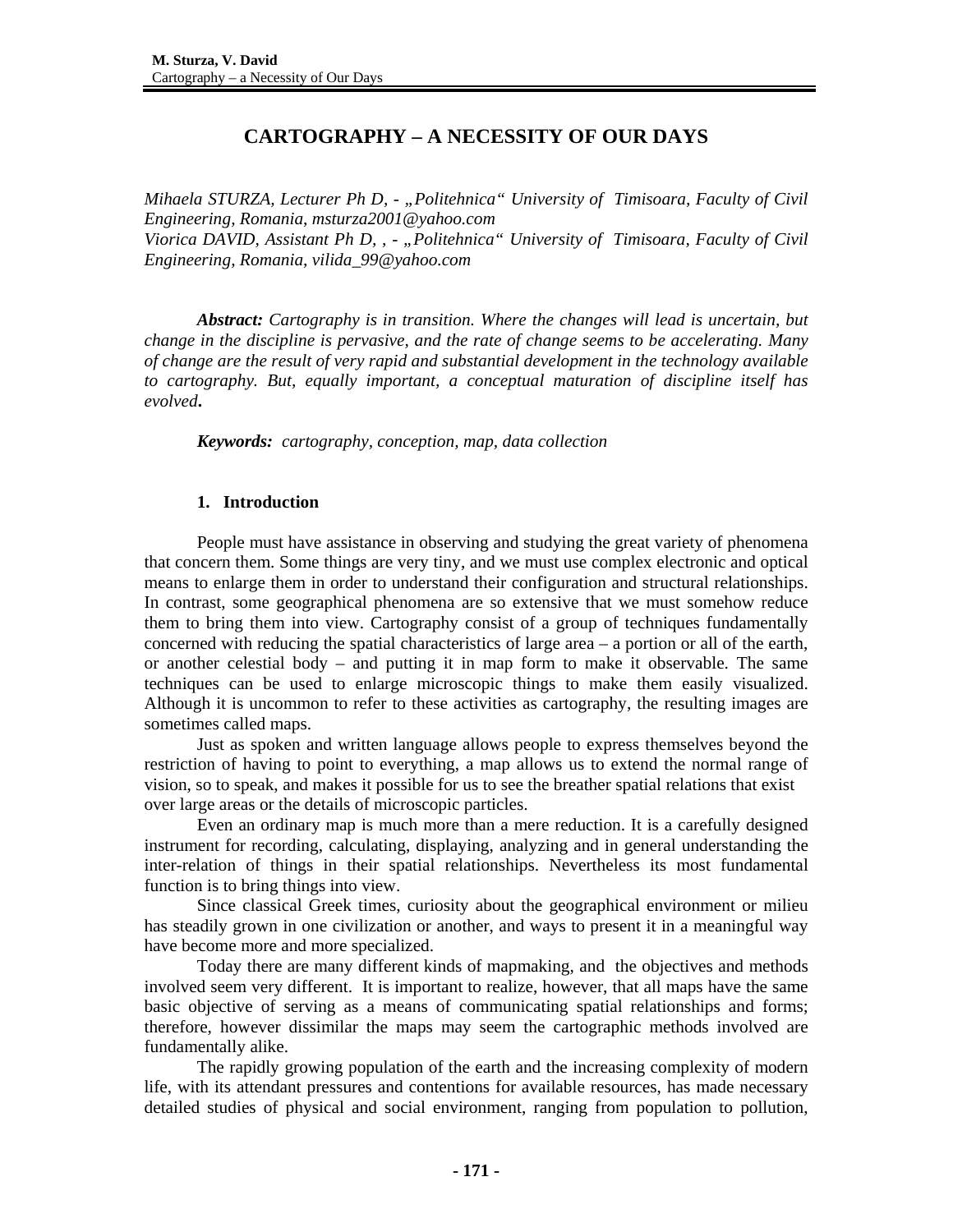# CARTOGRAPHY – A NECESSITY OF OUR DAYS

*Mihaela STURZA, Lecturer Ph D, - „Politehnica“ University of Timisoara, Faculty of Civil Engineering, Romania, msturza2001@yahoo.com*
*Viorica DAVID, Assistant Ph D, , - „Politehnica“ University of Timisoara, Faculty of Civil Engineering, Romania, vilida_99@yahoo.com*

***Abstract:*** *Cartography is in transition. Where the changes will lead is uncertain, but change in the discipline is pervasive, and the rate of change seems to be accelerating. Many of change are the result of very rapid and substantial development in the technology available to cartography. But, equally important, a conceptual maturation of discipline itself has evolved***.**

***Keywords:*** *cartography, conception, map, data collection*

## 1. Introduction

People must have assistance in observing and studying the great variety of phenomena that concern them. Some things are very tiny, and we must use complex electronic and optical means to enlarge them in order to understand their configuration and structural relationships. In contrast, some geographical phenomena are so extensive that we must somehow reduce them to bring them into view. Cartography consist of a group of techniques fundamentally concerned with reducing the spatial characteristics of large area – a portion or all of the earth, or another celestial body – and putting it in map form to make it observable. The same techniques can be used to enlarge microscopic things to make them easily visualized. Although it is uncommon to refer to these activities as cartography, the resulting images are sometimes called maps.

Just as spoken and written language allows people to express themselves beyond the restriction of having to point to everything, a map allows us to extend the normal range of vision, so to speak, and makes it possible for us to see the breather spatial relations that exist over large areas or the details of microscopic particles.

Even an ordinary map is much more than a mere reduction. It is a carefully designed instrument for recording, calculating, displaying, analyzing and in general understanding the inter-relation of things in their spatial relationships. Nevertheless its most fundamental function is to bring things into view.

Since classical Greek times, curiosity about the geographical environment or milieu has steadily grown in one civilization or another, and ways to present it in a meaningful way have become more and more specialized.

Today there are many different kinds of mapmaking, and the objectives and methods involved seem very different. It is important to realize, however, that all maps have the same basic objective of serving as a means of communicating spatial relationships and forms; therefore, however dissimilar the maps may seem the cartographic methods involved are fundamentally alike.

The rapidly growing population of the earth and the increasing complexity of modern life, with its attendant pressures and contentions for available resources, has made necessary detailed studies of physical and social environment, ranging from population to pollution,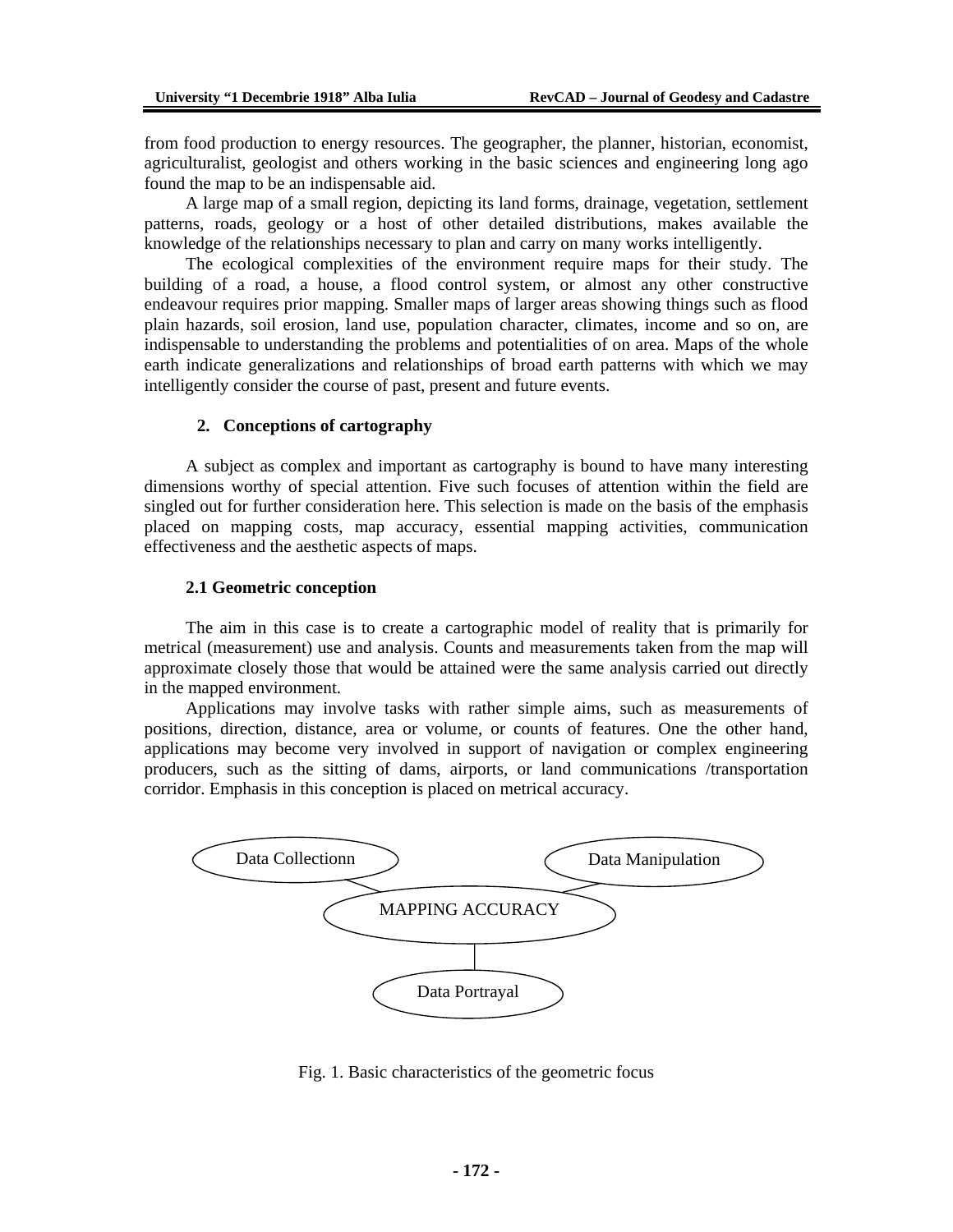from food production to energy resources. The geographer, the planner, historian, economist, agriculturalist, geologist and others working in the basic sciences and engineering long ago found the map to be an indispensable aid.

A large map of a small region, depicting its land forms, drainage, vegetation, settlement patterns, roads, geology or a host of other detailed distributions, makes available the knowledge of the relationships necessary to plan and carry on many works intelligently.

The ecological complexities of the environment require maps for their study. The building of a road, a house, a flood control system, or almost any other constructive endeavour requires prior mapping. Smaller maps of larger areas showing things such as flood plain hazards, soil erosion, land use, population character, climates, income and so on, are indispensable to understanding the problems and potentialities of on area. Maps of the whole earth indicate generalizations and relationships of broad earth patterns with which we may intelligently consider the course of past, present and future events.

## 2. Conceptions of cartography

A subject as complex and important as cartography is bound to have many interesting dimensions worthy of special attention. Five such focuses of attention within the field are singled out for further consideration here. This selection is made on the basis of the emphasis placed on mapping costs, map accuracy, essential mapping activities, communication effectiveness and the aesthetic aspects of maps.

### 2.1 Geometric conception

The aim in this case is to create a cartographic model of reality that is primarily for metrical (measurement) use and analysis. Counts and measurements taken from the map will approximate closely those that would be attained were the same analysis carried out directly in the mapped environment.

Applications may involve tasks with rather simple aims, such as measurements of positions, direction, distance, area or volume, or counts of features. One the other hand, applications may become very involved in support of navigation or complex engineering producers, such as the sitting of dams, airports, or land communications /transportation corridor. Emphasis in this conception is placed on metrical accuracy.

Data Collectionn — MAPPING ACCURACY — Data Manipulation

Data Portrayal

Fig. 1. Basic characteristics of the geometric focus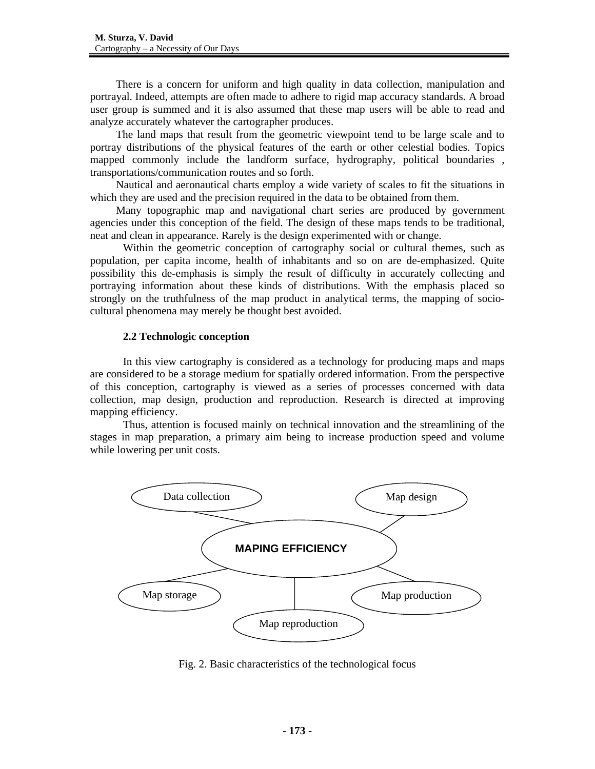There is a concern for uniform and high quality in data collection, manipulation and portrayal. Indeed, attempts are often made to adhere to rigid map accuracy standards. A broad user group is summed and it is also assumed that these map users will be able to read and analyze accurately whatever the cartographer produces.

The land maps that result from the geometric viewpoint tend to be large scale and to portray distributions of the physical features of the earth or other celestial bodies. Topics mapped commonly include the landform surface, hydrography, political boundaries , transportations/communication routes and so forth.

Nautical and aeronautical charts employ a wide variety of scales to fit the situations in which they are used and the precision required in the data to be obtained from them.

Many topographic map and navigational chart series are produced by government agencies under this conception of the field. The design of these maps tends to be traditional, neat and clean in appearance. Rarely is the design experimented with or change.

Within the geometric conception of cartography social or cultural themes, such as population, per capita income, health of inhabitants and so on are de-emphasized. Quite possibility this de-emphasis is simply the result of difficulty in accurately collecting and portraying information about these kinds of distributions. With the emphasis placed so strongly on the truthfulness of the map product in analytical terms, the mapping of socio-cultural phenomena may merely be thought best avoided.

### 2.2 Technologic conception

In this view cartography is considered as a technology for producing maps and maps are considered to be a storage medium for spatially ordered information. From the perspective of this conception, cartography is viewed as a series of processes concerned with data collection, map design, production and reproduction. Research is directed at improving mapping efficiency.

Thus, attention is focused mainly on technical innovation and the streamlining of the stages in map preparation, a primary aim being to increase production speed and volume while lowering per unit costs.

Data collection

Map design

**MAPING EFFICIENCY**

Map storage

Map production

Map reproduction

Fig. 2. Basic characteristics of the technological focus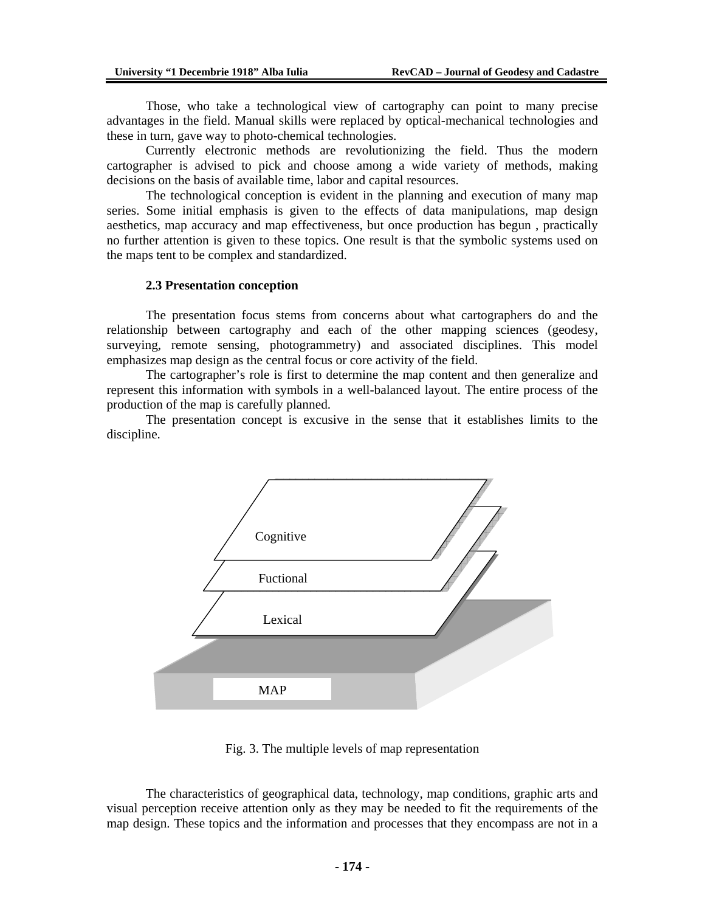Those, who take a technological view of cartography can point to many precise advantages in the field. Manual skills were replaced by optical-mechanical technologies and these in turn, gave way to photo-chemical technologies.

Currently electronic methods are revolutionizing the field. Thus the modern cartographer is advised to pick and choose among a wide variety of methods, making decisions on the basis of available time, labor and capital resources.

The technological conception is evident in the planning and execution of many map series. Some initial emphasis is given to the effects of data manipulations, map design aesthetics, map accuracy and map effectiveness, but once production has begun , practically no further attention is given to these topics. One result is that the symbolic systems used on the maps tent to be complex and standardized.

### 2.3 Presentation conception

The presentation focus stems from concerns about what cartographers do and the relationship between cartography and each of the other mapping sciences (geodesy, surveying, remote sensing, photogrammetry) and associated disciplines. This model emphasizes map design as the central focus or core activity of the field.

The cartographer's role is first to determine the map content and then generalize and represent this information with symbols in a well-balanced layout. The entire process of the production of the map is carefully planned.

The presentation concept is excusive in the sense that it establishes limits to the discipline.

Cognitive

Fuctional

Lexical

MAP

Fig. 3. The multiple levels of map representation

The characteristics of geographical data, technology, map conditions, graphic arts and visual perception receive attention only as they may be needed to fit the requirements of the map design. These topics and the information and processes that they encompass are not in a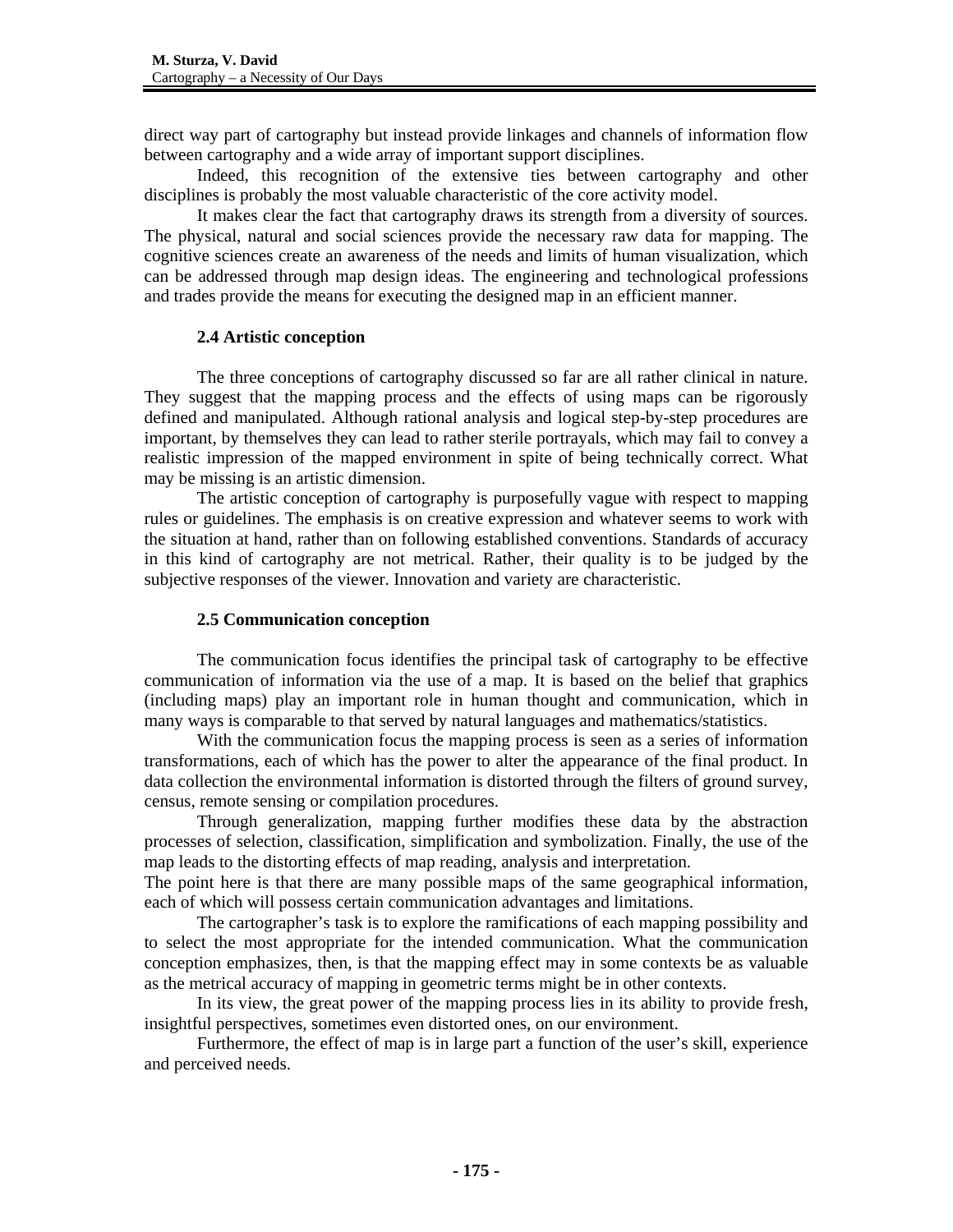direct way part of cartography but instead provide linkages and channels of information flow between cartography and a wide array of important support disciplines.

Indeed, this recognition of the extensive ties between cartography and other disciplines is probably the most valuable characteristic of the core activity model.

It makes clear the fact that cartography draws its strength from a diversity of sources. The physical, natural and social sciences provide the necessary raw data for mapping. The cognitive sciences create an awareness of the needs and limits of human visualization, which can be addressed through map design ideas. The engineering and technological professions and trades provide the means for executing the designed map in an efficient manner.

### 2.4 Artistic conception

The three conceptions of cartography discussed so far are all rather clinical in nature. They suggest that the mapping process and the effects of using maps can be rigorously defined and manipulated. Although rational analysis and logical step-by-step procedures are important, by themselves they can lead to rather sterile portrayals, which may fail to convey a realistic impression of the mapped environment in spite of being technically correct. What may be missing is an artistic dimension.

The artistic conception of cartography is purposefully vague with respect to mapping rules or guidelines. The emphasis is on creative expression and whatever seems to work with the situation at hand, rather than on following established conventions. Standards of accuracy in this kind of cartography are not metrical. Rather, their quality is to be judged by the subjective responses of the viewer. Innovation and variety are characteristic.

### 2.5 Communication conception

The communication focus identifies the principal task of cartography to be effective communication of information via the use of a map. It is based on the belief that graphics (including maps) play an important role in human thought and communication, which in many ways is comparable to that served by natural languages and mathematics/statistics.

With the communication focus the mapping process is seen as a series of information transformations, each of which has the power to alter the appearance of the final product. In data collection the environmental information is distorted through the filters of ground survey, census, remote sensing or compilation procedures.

Through generalization, mapping further modifies these data by the abstraction processes of selection, classification, simplification and symbolization. Finally, the use of the map leads to the distorting effects of map reading, analysis and interpretation.
The point here is that there are many possible maps of the same geographical information, each of which will possess certain communication advantages and limitations.

The cartographer's task is to explore the ramifications of each mapping possibility and to select the most appropriate for the intended communication. What the communication conception emphasizes, then, is that the mapping effect may in some contexts be as valuable as the metrical accuracy of mapping in geometric terms might be in other contexts.

In its view, the great power of the mapping process lies in its ability to provide fresh, insightful perspectives, sometimes even distorted ones, on our environment.

Furthermore, the effect of map is in large part a function of the user's skill, experience and perceived needs.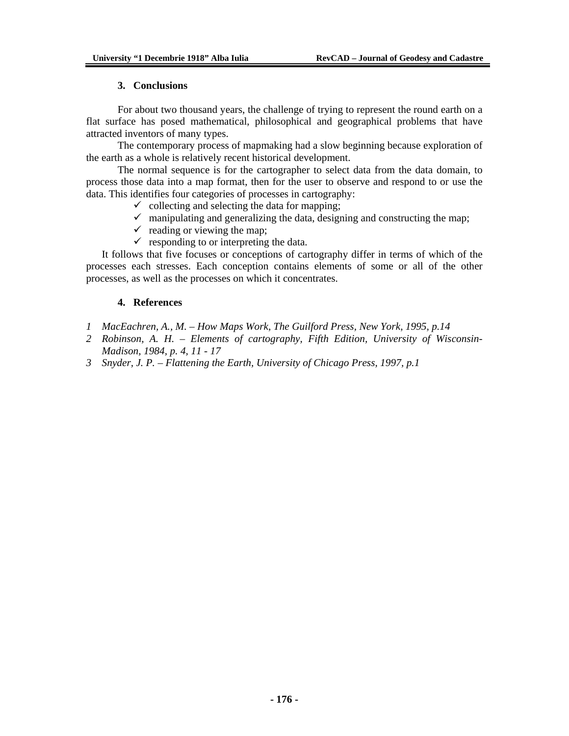### 3. Conclusions

For about two thousand years, the challenge of trying to represent the round earth on a flat surface has posed mathematical, philosophical and geographical problems that have attracted inventors of many types.

The contemporary process of mapmaking had a slow beginning because exploration of the earth as a whole is relatively recent historical development.

The normal sequence is for the cartographer to select data from the data domain, to process those data into a map format, then for the user to observe and respond to or use the data. This identifies four categories of processes in cartography:

- ✓ collecting and selecting the data for mapping;
- ✓ manipulating and generalizing the data, designing and constructing the map;
- ✓ reading or viewing the map;
- ✓ responding to or interpreting the data.

It follows that five focuses or conceptions of cartography differ in terms of which of the processes each stresses. Each conception contains elements of some or all of the other processes, as well as the processes on which it concentrates.

### 4. References

1 *MacEachren, A., M. – How Maps Work, The Guilford Press, New York, 1995, p.14*

2 *Robinson, A. H. – Elements of cartography, Fifth Edition, University of Wisconsin-Madison, 1984, p. 4, 11 - 17*

3 *Snyder, J. P. – Flattening the Earth, University of Chicago Press, 1997, p.1*